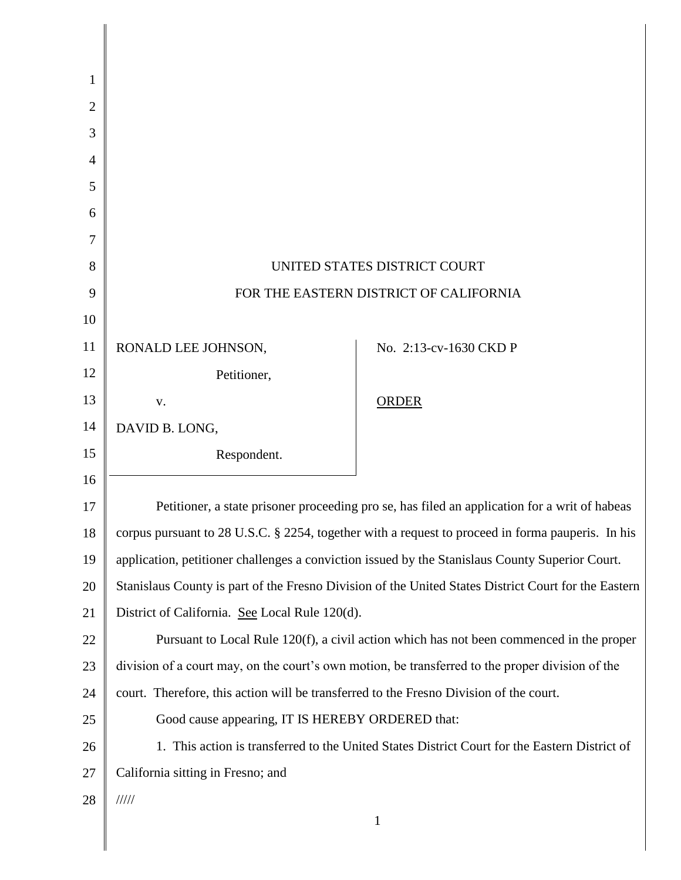UNITED STATES DISTRICT COURT

FOR THE EASTERN DISTRICT OF CALIFORNIA

| | |
|---|---|
| RONALD LEE JOHNSON, Petitioner, v. DAVID B. LONG, Respondent. | No. 2:13-cv-1630 CKD P <br> ORDER |

Petitioner, a state prisoner proceeding pro se, has filed an application for a writ of habeas corpus pursuant to 28 U.S.C. § 2254, together with a request to proceed in forma pauperis. In his application, petitioner challenges a conviction issued by the Stanislaus County Superior Court. Stanislaus County is part of the Fresno Division of the United States District Court for the Eastern District of California. See Local Rule 120(d).

Pursuant to Local Rule 120(f), a civil action which has not been commenced in the proper division of a court may, on the court's own motion, be transferred to the proper division of the court. Therefore, this action will be transferred to the Fresno Division of the court.

Good cause appearing, IT IS HEREBY ORDERED that:

1. This action is transferred to the United States District Court for the Eastern District of California sitting in Fresno; and

/////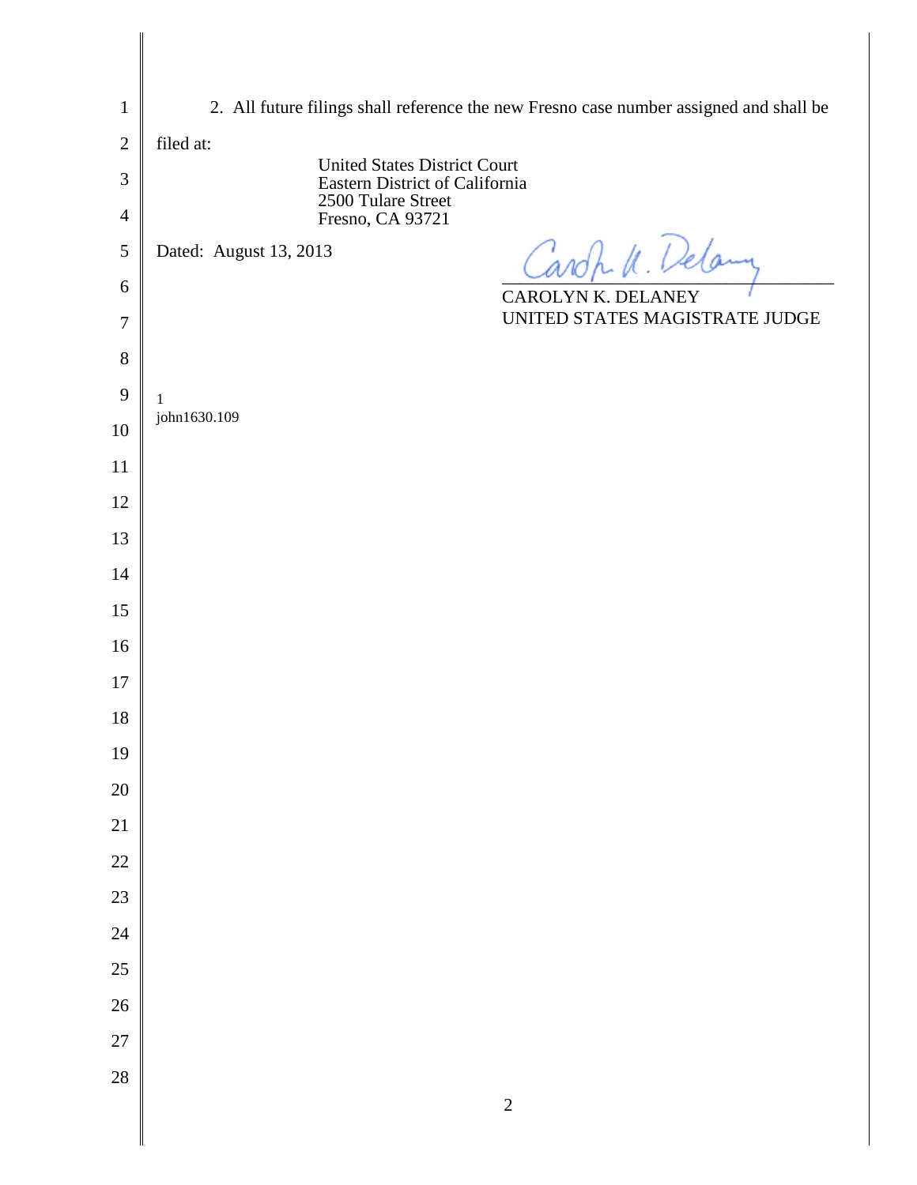2. All future filings shall reference the new Fresno case number assigned and shall be filed at:

United States District Court
Eastern District of California
2500 Tulare Street
Fresno, CA 93721

Dated: August 13, 2013

CAROLYN K. DELANEY
UNITED STATES MAGISTRATE JUDGE

1
john1630.109